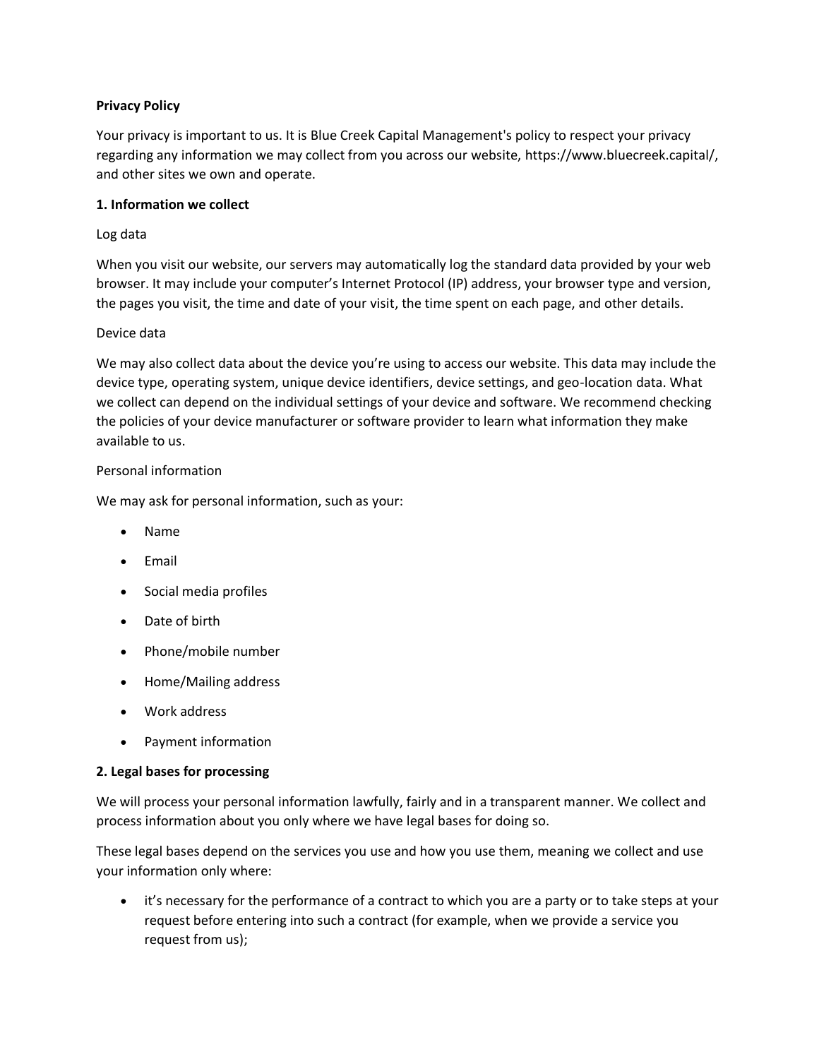**Privacy Policy**

Your privacy is important to us. It is Blue Creek Capital Management's policy to respect your privacy regarding any information we may collect from you across our website, https://www.bluecreek.capital/, and other sites we own and operate.

**1. Information we collect**

Log data

When you visit our website, our servers may automatically log the standard data provided by your web browser. It may include your computer's Internet Protocol (IP) address, your browser type and version, the pages you visit, the time and date of your visit, the time spent on each page, and other details.

Device data

We may also collect data about the device you're using to access our website. This data may include the device type, operating system, unique device identifiers, device settings, and geo-location data. What we collect can depend on the individual settings of your device and software. We recommend checking the policies of your device manufacturer or software provider to learn what information they make available to us.

Personal information

We may ask for personal information, such as your:

- Name
- Email
- Social media profiles
- Date of birth
- Phone/mobile number
- Home/Mailing address
- Work address
- Payment information

**2. Legal bases for processing**

We will process your personal information lawfully, fairly and in a transparent manner. We collect and process information about you only where we have legal bases for doing so.

These legal bases depend on the services you use and how you use them, meaning we collect and use your information only where:

- it's necessary for the performance of a contract to which you are a party or to take steps at your request before entering into such a contract (for example, when we provide a service you request from us);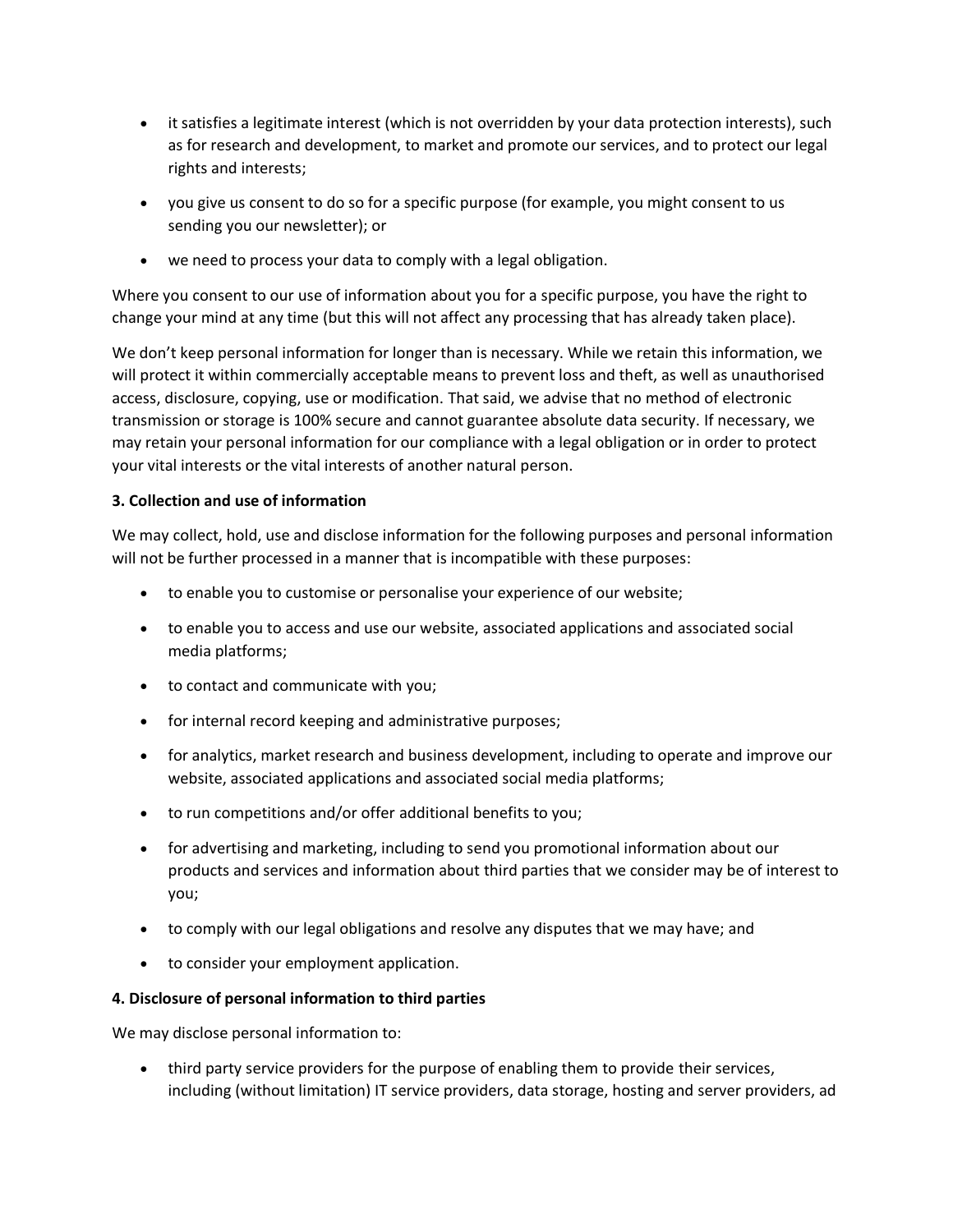- it satisfies a legitimate interest (which is not overridden by your data protection interests), such as for research and development, to market and promote our services, and to protect our legal rights and interests;
- you give us consent to do so for a specific purpose (for example, you might consent to us sending you our newsletter); or
- we need to process your data to comply with a legal obligation.

Where you consent to our use of information about you for a specific purpose, you have the right to change your mind at any time (but this will not affect any processing that has already taken place).

We don't keep personal information for longer than is necessary. While we retain this information, we will protect it within commercially acceptable means to prevent loss and theft, as well as unauthorised access, disclosure, copying, use or modification. That said, we advise that no method of electronic transmission or storage is 100% secure and cannot guarantee absolute data security. If necessary, we may retain your personal information for our compliance with a legal obligation or in order to protect your vital interests or the vital interests of another natural person.

**3. Collection and use of information**

We may collect, hold, use and disclose information for the following purposes and personal information will not be further processed in a manner that is incompatible with these purposes:

- to enable you to customise or personalise your experience of our website;
- to enable you to access and use our website, associated applications and associated social media platforms;
- to contact and communicate with you;
- for internal record keeping and administrative purposes;
- for analytics, market research and business development, including to operate and improve our website, associated applications and associated social media platforms;
- to run competitions and/or offer additional benefits to you;
- for advertising and marketing, including to send you promotional information about our products and services and information about third parties that we consider may be of interest to you;
- to comply with our legal obligations and resolve any disputes that we may have; and
- to consider your employment application.

**4. Disclosure of personal information to third parties**

We may disclose personal information to:

- third party service providers for the purpose of enabling them to provide their services, including (without limitation) IT service providers, data storage, hosting and server providers, ad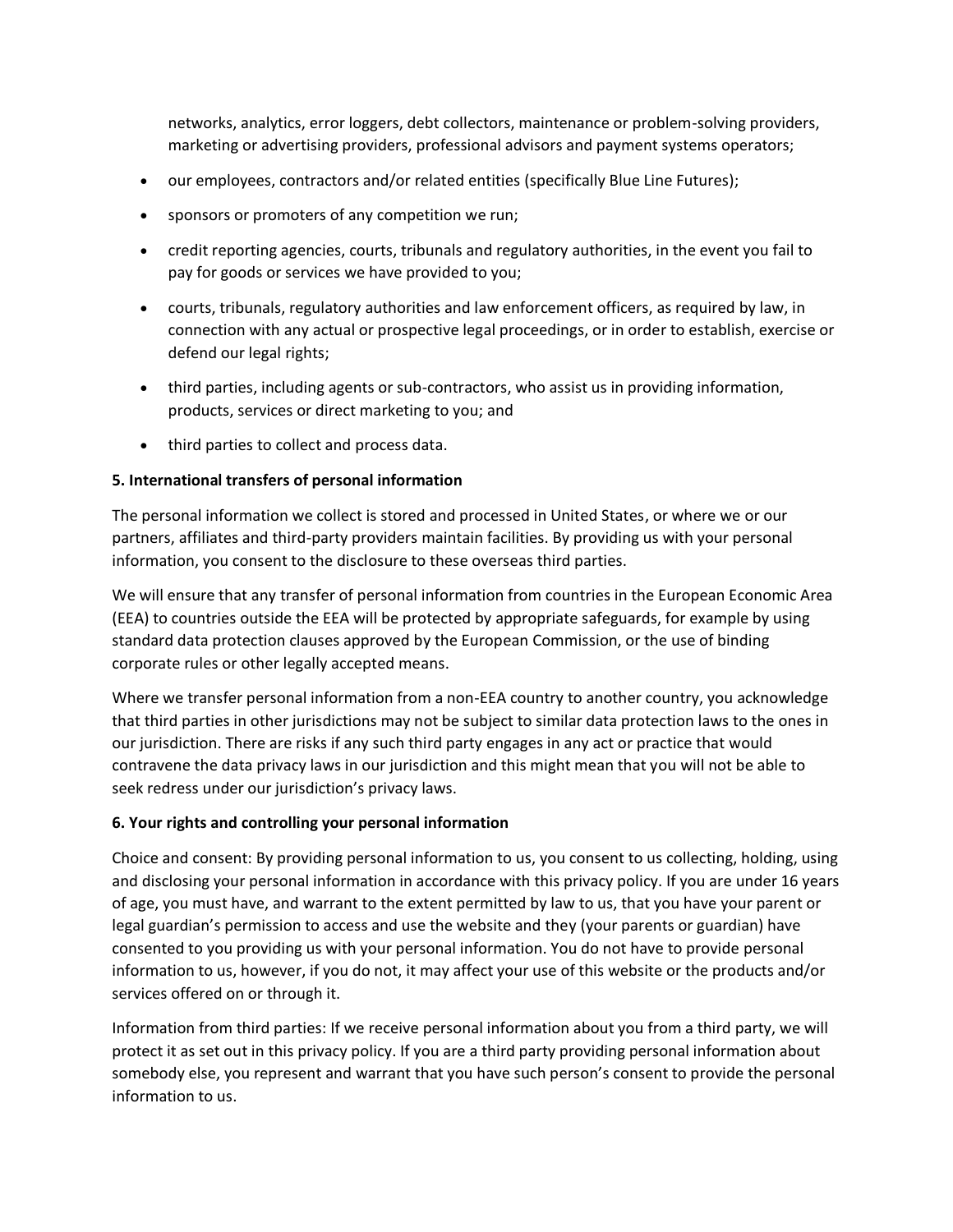networks, analytics, error loggers, debt collectors, maintenance or problem-solving providers, marketing or advertising providers, professional advisors and payment systems operators;

- our employees, contractors and/or related entities (specifically Blue Line Futures);
- sponsors or promoters of any competition we run;
- credit reporting agencies, courts, tribunals and regulatory authorities, in the event you fail to pay for goods or services we have provided to you;
- courts, tribunals, regulatory authorities and law enforcement officers, as required by law, in connection with any actual or prospective legal proceedings, or in order to establish, exercise or defend our legal rights;
- third parties, including agents or sub-contractors, who assist us in providing information, products, services or direct marketing to you; and
- third parties to collect and process data.

**5. International transfers of personal information**

The personal information we collect is stored and processed in United States, or where we or our partners, affiliates and third-party providers maintain facilities. By providing us with your personal information, you consent to the disclosure to these overseas third parties.

We will ensure that any transfer of personal information from countries in the European Economic Area (EEA) to countries outside the EEA will be protected by appropriate safeguards, for example by using standard data protection clauses approved by the European Commission, or the use of binding corporate rules or other legally accepted means.

Where we transfer personal information from a non-EEA country to another country, you acknowledge that third parties in other jurisdictions may not be subject to similar data protection laws to the ones in our jurisdiction. There are risks if any such third party engages in any act or practice that would contravene the data privacy laws in our jurisdiction and this might mean that you will not be able to seek redress under our jurisdiction's privacy laws.

**6. Your rights and controlling your personal information**

Choice and consent: By providing personal information to us, you consent to us collecting, holding, using and disclosing your personal information in accordance with this privacy policy. If you are under 16 years of age, you must have, and warrant to the extent permitted by law to us, that you have your parent or legal guardian's permission to access and use the website and they (your parents or guardian) have consented to you providing us with your personal information. You do not have to provide personal information to us, however, if you do not, it may affect your use of this website or the products and/or services offered on or through it.

Information from third parties: If we receive personal information about you from a third party, we will protect it as set out in this privacy policy. If you are a third party providing personal information about somebody else, you represent and warrant that you have such person's consent to provide the personal information to us.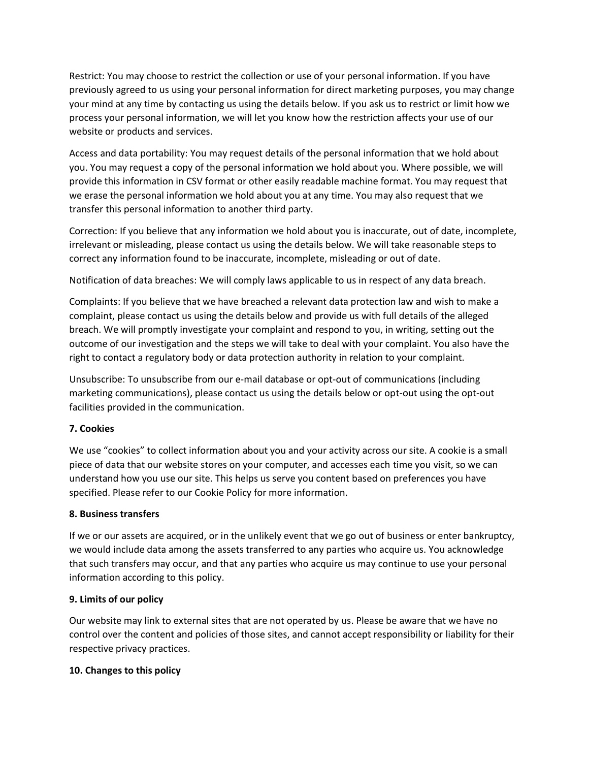Restrict: You may choose to restrict the collection or use of your personal information. If you have previously agreed to us using your personal information for direct marketing purposes, you may change your mind at any time by contacting us using the details below. If you ask us to restrict or limit how we process your personal information, we will let you know how the restriction affects your use of our website or products and services.

Access and data portability: You may request details of the personal information that we hold about you. You may request a copy of the personal information we hold about you. Where possible, we will provide this information in CSV format or other easily readable machine format. You may request that we erase the personal information we hold about you at any time. You may also request that we transfer this personal information to another third party.

Correction: If you believe that any information we hold about you is inaccurate, out of date, incomplete, irrelevant or misleading, please contact us using the details below. We will take reasonable steps to correct any information found to be inaccurate, incomplete, misleading or out of date.

Notification of data breaches: We will comply laws applicable to us in respect of any data breach.

Complaints: If you believe that we have breached a relevant data protection law and wish to make a complaint, please contact us using the details below and provide us with full details of the alleged breach. We will promptly investigate your complaint and respond to you, in writing, setting out the outcome of our investigation and the steps we will take to deal with your complaint. You also have the right to contact a regulatory body or data protection authority in relation to your complaint.

Unsubscribe: To unsubscribe from our e-mail database or opt-out of communications (including marketing communications), please contact us using the details below or opt-out using the opt-out facilities provided in the communication.

**7. Cookies**

We use “cookies” to collect information about you and your activity across our site. A cookie is a small piece of data that our website stores on your computer, and accesses each time you visit, so we can understand how you use our site. This helps us serve you content based on preferences you have specified. Please refer to our Cookie Policy for more information.

**8. Business transfers**

If we or our assets are acquired, or in the unlikely event that we go out of business or enter bankruptcy, we would include data among the assets transferred to any parties who acquire us. You acknowledge that such transfers may occur, and that any parties who acquire us may continue to use your personal information according to this policy.

**9. Limits of our policy**

Our website may link to external sites that are not operated by us. Please be aware that we have no control over the content and policies of those sites, and cannot accept responsibility or liability for their respective privacy practices.

**10. Changes to this policy**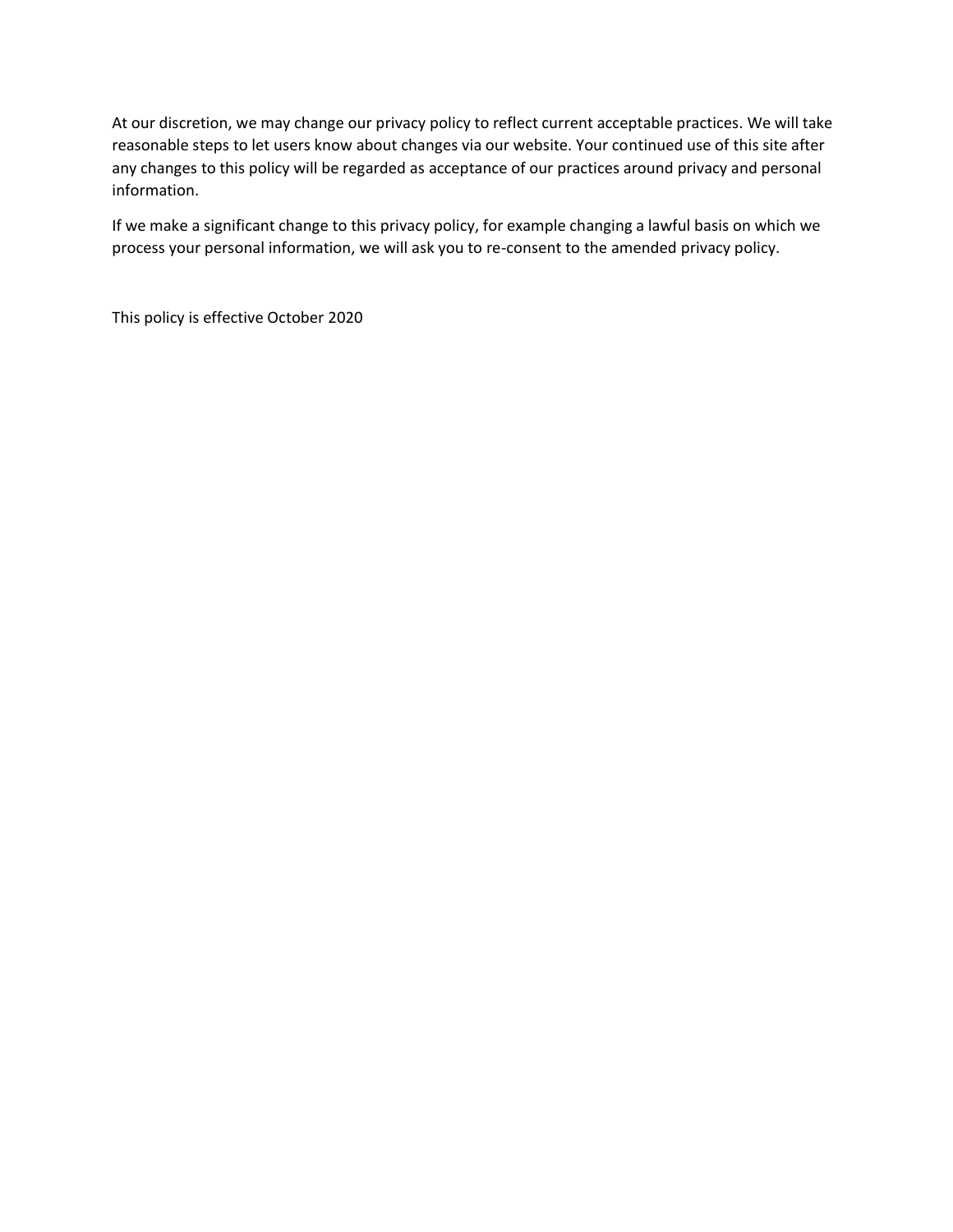At our discretion, we may change our privacy policy to reflect current acceptable practices. We will take reasonable steps to let users know about changes via our website. Your continued use of this site after any changes to this policy will be regarded as acceptance of our practices around privacy and personal information.

If we make a significant change to this privacy policy, for example changing a lawful basis on which we process your personal information, we will ask you to re-consent to the amended privacy policy.

This policy is effective October 2020